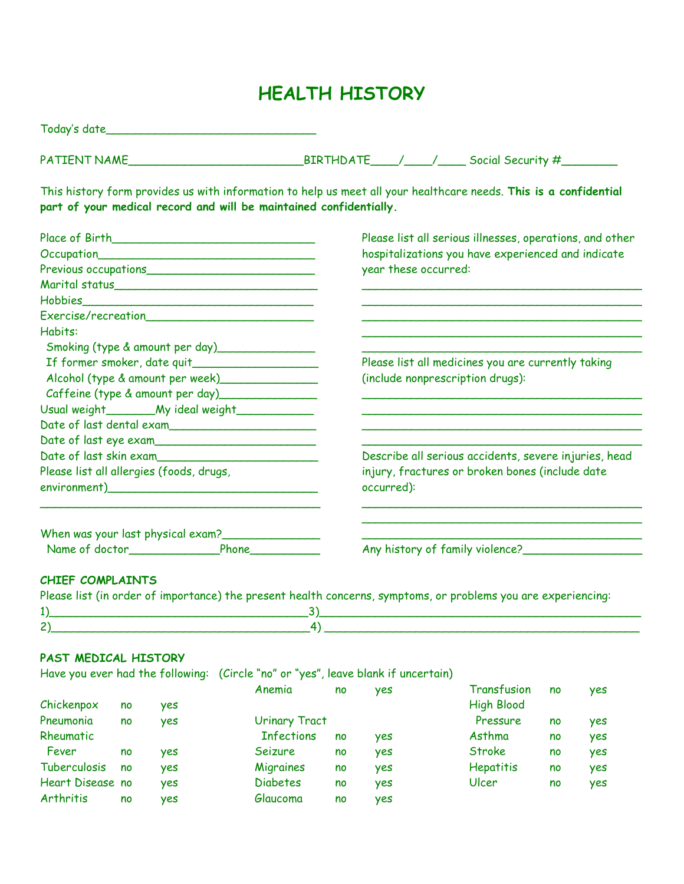# HEALTH HISTORY

Today's date_______________________________

PATIENT NAME_________________________BIRTHDATE____/____/____ Social Security #________

This history form provides us with information to help us meet all your healthcare needs. **This is a confidential part of your medical record and will be maintained confidentially.**

Place of Birth_____________________________

Occupation_______________________________

Previous occupations________________________

Marital status_____________________________

Hobbies_________________________________

Exercise/recreation_________________________

Habits:

- Smoking (type & amount per day)______________
- If former smoker, date quit___________________
- Alcohol (type & amount per week)______________
- Caffeine (type & amount per day)______________

Usual weight_______My ideal weight___________

Date of last dental exam______________________

Date of last eye exam________________________

Date of last skin exam________________________

Please list all allergies (foods, drugs, environment)_______________________________

___________________________________________

When was your last physical exam?______________

Name of doctor_____________Phone__________

Please list all serious illnesses, operations, and other hospitalizations you have experienced and indicate year these occurred:

___________________________________________

___________________________________________

___________________________________________

___________________________________________

Please list all medicines you are currently taking (include nonprescription drugs):

___________________________________________

___________________________________________

___________________________________________

___________________________________________

Describe all serious accidents, severe injuries, head injury, fractures or broken bones (include date occurred):

___________________________________________

___________________________________________

___________________________________________

Any history of family violence?_________________

### CHIEF COMPLAINTS

Please list (in order of importance) the present health concerns, symptoms, or problems you are experiencing:

1)______________________________________3)________________________________________________

2)______________________________________4) _______________________________________________

### PAST MEDICAL HISTORY

Have you ever had the following: (Circle "no" or "yes", leave blank if uncertain)

| | | | | | | | | |
|---|---|---|---|---|---|---|---|---|
| Chickenpox | no | yes | Anemia | no | yes | Transfusion | no | yes |
| Pneumonia | no | yes | Urinary Tract Infections | no | yes | High Blood Pressure | no | yes |
| Rheumatic Fever | no | yes | Seizure | no | yes | Asthma | no | yes |
| Tuberculosis | no | yes | Migraines | no | yes | Stroke | no | yes |
| Heart Disease | no | yes | Diabetes | no | yes | Hepatitis | no | yes |
| Arthritis | no | yes | Glaucoma | no | yes | Ulcer | no | yes |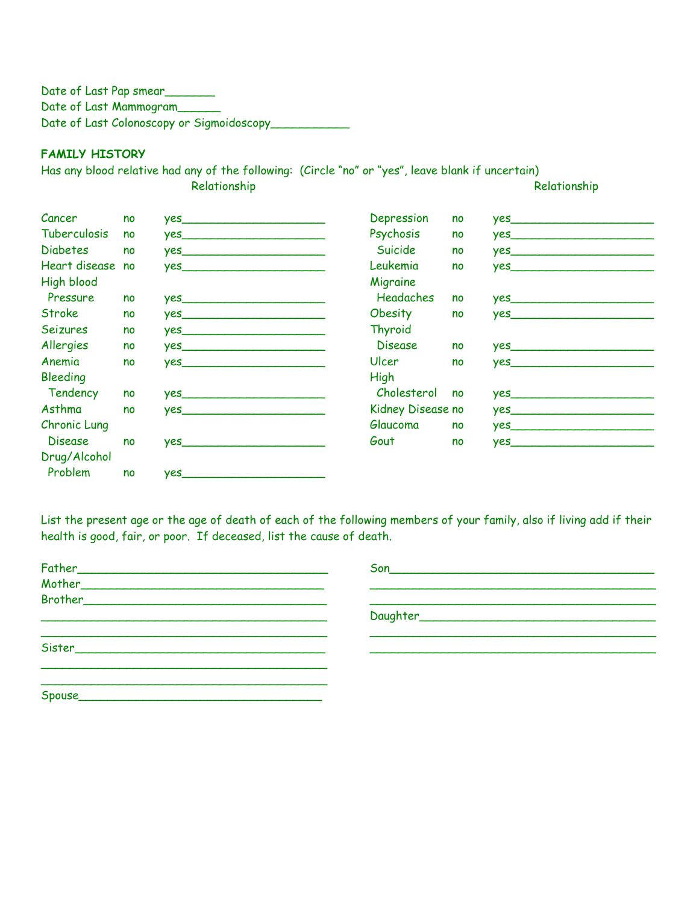Date of Last Pap smear_______
Date of Last Mammogram______
Date of Last Colonoscopy or Sigmoidoscopy___________

**FAMILY HISTORY**

Has any blood relative had any of the following: (Circle "no" or "yes", leave blank if uncertain)

| | | Relationship | | | Relationship |
|---|---|---|---|---|---|
| Cancer | no | yes____________________ | Depression | no | yes____________________ |
| Tuberculosis | no | yes____________________ | Psychosis | no | yes____________________ |
| Diabetes | no | yes____________________ | Suicide | no | yes____________________ |
| Heart disease | no | yes____________________ | Leukemia | no | yes____________________ |
| High blood Pressure | no | yes____________________ | Migraine Headaches | no | yes____________________ |
| Stroke | no | yes____________________ | Obesity | no | yes____________________ |
| Seizures | no | yes____________________ | Thyroid Disease | no | yes____________________ |
| Allergies | no | yes____________________ | Ulcer | no | yes____________________ |
| Anemia | no | yes____________________ | High Cholesterol | no | yes____________________ |
| Bleeding Tendency | no | yes____________________ | Kidney Disease | no | yes____________________ |
| Asthma | no | yes____________________ | Glaucoma | no | yes____________________ |
| Chronic Lung Disease | no | yes____________________ | Gout | no | yes____________________ |
| Drug/Alcohol Problem | no | yes____________________ | | | |

List the present age or the age of death of each of the following members of your family, also if living add if their health is good, fair, or poor. If deceased, list the cause of death.

Father_____________________________________
Mother____________________________________
Brother____________________________________
___________________________________________
___________________________________________
Sister_____________________________________
___________________________________________
___________________________________________
Spouse____________________________________

Son_______________________________________
___________________________________________
___________________________________________
Daughter__________________________________
___________________________________________
___________________________________________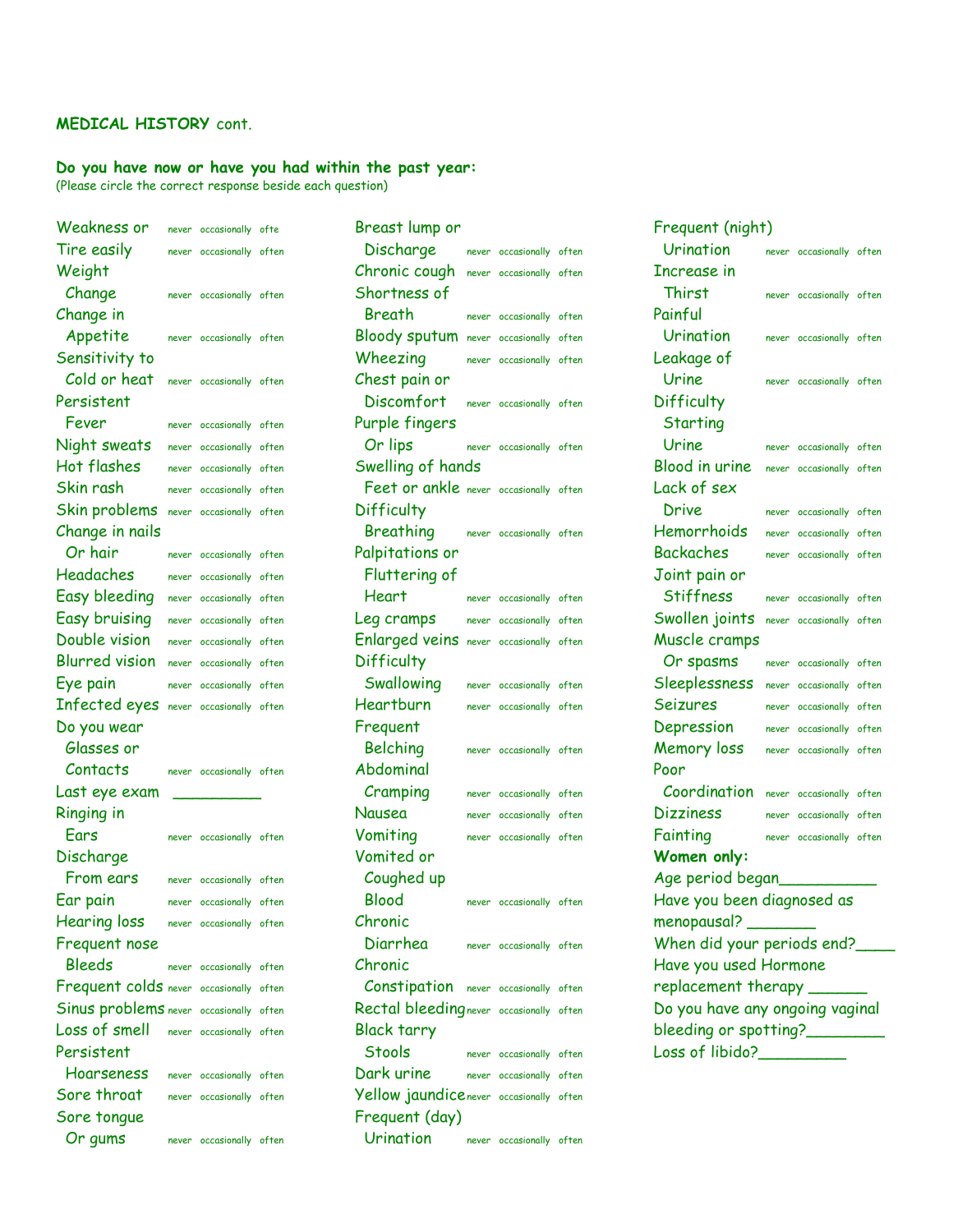**MEDICAL HISTORY** cont.

**Do you have now or have you had within the past year:**
(Please circle the correct response beside each question)

| Symptom | | | |
|---|---|---|---|
| Weakness or Tire easily | never | occasionally | ofte / often |
| Weight Change | never | occasionally | often |
| Change in Appetite | never | occasionally | often |
| Sensitivity to Cold or heat | never | occasionally | often |
| Persistent Fever | never | occasionally | often |
| Night sweats | never | occasionally | often |
| Hot flashes | never | occasionally | often |
| Skin rash | never | occasionally | often |
| Skin problems | never | occasionally | often |
| Change in nails Or hair | never | occasionally | often |
| Headaches | never | occasionally | often |
| Easy bleeding | never | occasionally | often |
| Easy bruising | never | occasionally | often |
| Double vision | never | occasionally | often |
| Blurred vision | never | occasionally | often |
| Eye pain | never | occasionally | often |
| Infected eyes | never | occasionally | often |
| Do you wear Glasses or Contacts | never | occasionally | often |
| Last eye exam ________ | | | |
| Ringing in Ears | never | occasionally | often |
| Discharge From ears | never | occasionally | often |
| Ear pain | never | occasionally | often |
| Hearing loss | never | occasionally | often |
| Frequent nose Bleeds | never | occasionally | often |
| Frequent colds | never | occasionally | often |
| Sinus problems | never | occasionally | often |
| Loss of smell | never | occasionally | often |
| Persistent Hoarseness | never | occasionally | often |
| Sore throat | never | occasionally | often |
| Sore tongue Or gums | never | occasionally | often |
| Breast lump or Discharge | never | occasionally | often |
| Chronic cough | never | occasionally | often |
| Shortness of Breath | never | occasionally | often |
| Bloody sputum | never | occasionally | often |
| Wheezing | never | occasionally | often |
| Chest pain or Discomfort | never | occasionally | often |
| Purple fingers Or lips | never | occasionally | often |
| Swelling of hands Feet or ankle | never | occasionally | often |
| Difficulty Breathing | never | occasionally | often |
| Palpitations or Fluttering of Heart | never | occasionally | often |
| Leg cramps | never | occasionally | often |
| Enlarged veins | never | occasionally | often |
| Difficulty Swallowing | never | occasionally | often |
| Heartburn | never | occasionally | often |
| Frequent Belching | never | occasionally | often |
| Abdominal Cramping | never | occasionally | often |
| Nausea | never | occasionally | often |
| Vomiting | never | occasionally | often |
| Vomited or Coughed up Blood | never | occasionally | often |
| Chronic Diarrhea | never | occasionally | often |
| Chronic Constipation | never | occasionally | often |
| Rectal bleeding | never | occasionally | often |
| Black tarry Stools | never | occasionally | often |
| Dark urine | never | occasionally | often |
| Yellow jaundice | never | occasionally | often |
| Frequent (day) Urination | never | occasionally | often |
| Frequent (night) Urination | never | occasionally | often |
| Increase in Thirst | never | occasionally | often |
| Painful Urination | never | occasionally | often |
| Leakage of Urine | never | occasionally | often |
| Difficulty Starting Urine | never | occasionally | often |
| Blood in urine | never | occasionally | often |
| Lack of sex Drive | never | occasionally | often |
| Hemorrhoids | never | occasionally | often |
| Backaches | never | occasionally | often |
| Joint pain or Stiffness | never | occasionally | often |
| Swollen joints | never | occasionally | often |
| Muscle cramps Or spasms | never | occasionally | often |
| Sleeplessness | never | occasionally | often |
| Seizures | never | occasionally | often |
| Depression | never | occasionally | often |
| Memory loss | never | occasionally | often |
| Poor Coordination | never | occasionally | often |
| Dizziness | never | occasionally | often |
| Fainting | never | occasionally | often |

**Women only:**

Age period began__________

Have you been diagnosed as menopausal? _______

When did your periods end?____

Have you used Hormone replacement therapy ______

Do you have any ongoing vaginal bleeding or spotting?________

Loss of libido?_________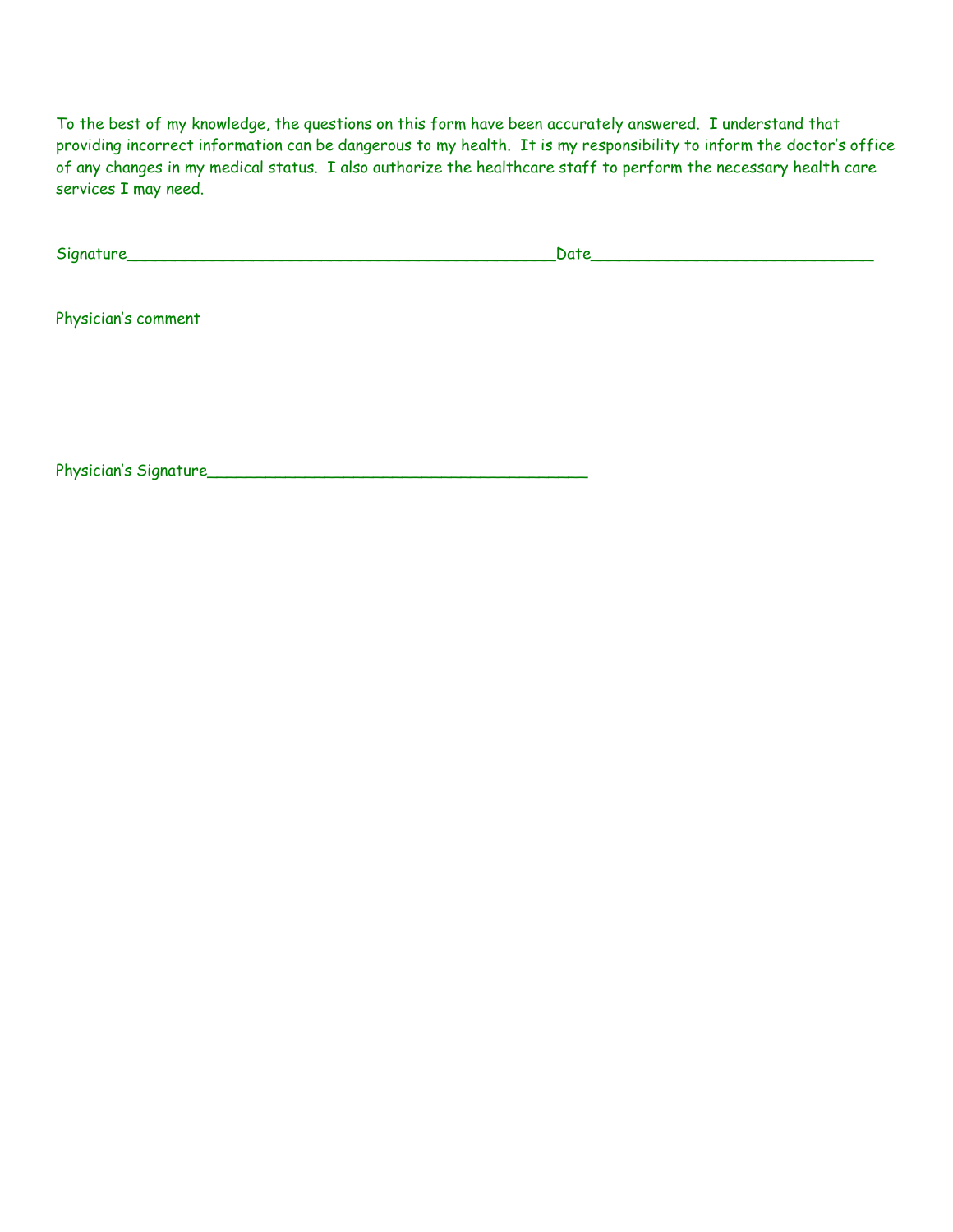To the best of my knowledge, the questions on this form have been accurately answered. I understand that providing incorrect information can be dangerous to my health. It is my responsibility to inform the doctor's office of any changes in my medical status. I also authorize the healthcare staff to perform the necessary health care services I may need.

Signature_____________________________________________Date_____________________________

Physician's comment

Physician's Signature________________________________________